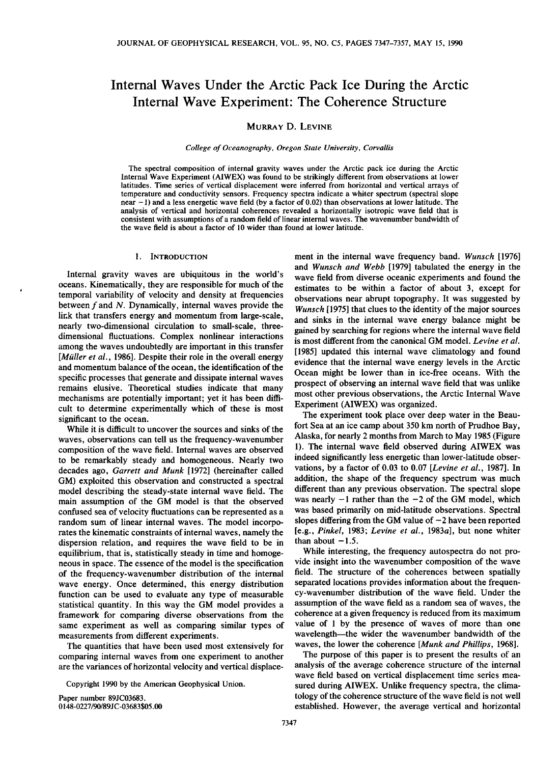# Internal Waves Under the Arctic Pack Ice During the Arctic Internal Wave Experiment: The Coherence Structure

MURRAY D. LEVINE

*College of Oceanography, Oregon State University, Corvallis*

The spectral composition of internal gravity waves under the Arctic pack ice during the Arctic Internal Wave Experiment (AIWEX) was found to be strikingly different from observations at lower latitudes. Time series of vertical displacement were inferred from horizontal and vertical arrays of temperature and conductivity sensors. Frequency spectra indicate a whiter spectrum (spectral slope near $-1$) and a less energetic wave field (by a factor of 0.02) than observations at lower latitude. The analysis of vertical and horizontal coherences revealed a horizontally isotropic wave field that is consistent with assumptions of a random field of linear internal waves. The wavenumber bandwidth of the wave field is about a factor of 10 wider than found at lower latitude.

## 1. INTRODUCTION

Internal gravity waves are ubiquitous in the world's oceans. Kinematically, they are responsible for much of the temporal variability of velocity and density at frequencies between $f$ and $N$. Dynamically, internal waves provide the link that transfers energy and momentum from large-scale, nearly two-dimensional circulation to small-scale, three-dimensional fluctuations. Complex nonlinear interactions among the waves undoubtedly are important in this transfer [*Müller et al.*, 1986]. Despite their role in the overall energy and momentum balance of the ocean, the identification of the specific processes that generate and dissipate internal waves remains elusive. Theoretical studies indicate that many mechanisms are potentially important; yet it has been difficult to determine experimentally which of these is most significant to the ocean.

While it is difficult to uncover the sources and sinks of the waves, observations can tell us the frequency-wavenumber composition of the wave field. Internal waves are observed to be remarkably steady and homogeneous. Nearly two decades ago, *Garrett and Munk* [1972] (hereinafter called GM) exploited this observation and constructed a spectral model describing the steady-state internal wave field. The main assumption of the GM model is that the observed confused sea of velocity fluctuations can be represented as a random sum of linear internal waves. The model incorporates the kinematic constraints of internal waves, namely the dispersion relation, and requires the wave field to be in equilibrium, that is, statistically steady in time and homogeneous in space. The essence of the model is the specification of the frequency-wavenumber distribution of the internal wave energy. Once determined, this energy distribution function can be used to evaluate any type of measurable statistical quantity. In this way the GM model provides a framework for comparing diverse observations from the same experiment as well as comparing similar types of measurements from different experiments.

The quantities that have been used most extensively for comparing internal waves from one experiment to another are the variances of horizontal velocity and vertical displacement in the internal wave frequency band. *Wunsch* [1976] and *Wunsch and Webb* [1979] tabulated the energy in the wave field from diverse oceanic experiments and found the estimates to be within a factor of about 3, except for observations near abrupt topography. It was suggested by *Wunsch* [1975] that clues to the identity of the major sources and sinks in the internal wave energy balance might be gained by searching for regions where the internal wave field is most different from the canonical GM model. *Levine et al.* [1985] updated this internal wave climatology and found evidence that the internal wave energy levels in the Arctic Ocean might be lower than in ice-free oceans. With the prospect of observing an internal wave field that was unlike most other previous observations, the Arctic Internal Wave Experiment (AIWEX) was organized.

The experiment took place over deep water in the Beaufort Sea at an ice camp about 350 km north of Prudhoe Bay, Alaska, for nearly 2 months from March to May 1985 (Figure 1). The internal wave field observed during AIWEX was indeed significantly less energetic than lower-latitude observations, by a factor of 0.03 to 0.07 [*Levine et al.*, 1987]. In addition, the shape of the frequency spectrum was much different than any previous observation. The spectral slope was nearly $-1$ rather than the $-2$ of the GM model, which was based primarily on mid-latitude observations. Spectral slopes differing from the GM value of $-2$ have been reported [e.g., *Pinkel*, 1983; *Levine et al.*, 1983*a*], but none whiter than about $-1.5$.

While interesting, the frequency autospectra do not provide insight into the wavenumber composition of the wave field. The structure of the coherences between spatially separated locations provides information about the frequency-wavenumber distribution of the wave field. Under the assumption of the wave field as a random sea of waves, the coherence at a given frequency is reduced from its maximum value of 1 by the presence of waves of more than one wavelength—the wider the wavenumber bandwidth of the waves, the lower the coherence [*Munk and Phillips*, 1968].

The purpose of this paper is to present the results of an analysis of the average coherence structure of the internal wave field based on vertical displacement time series measured during AIWEX. Unlike frequency spectra, the climatology of the coherence structure of the wave field is not well established. However, the average vertical and horizontal

Copyright 1990 by the American Geophysical Union.

Paper number 89JC03683.
0148-0227/90/89JC-03683$05.00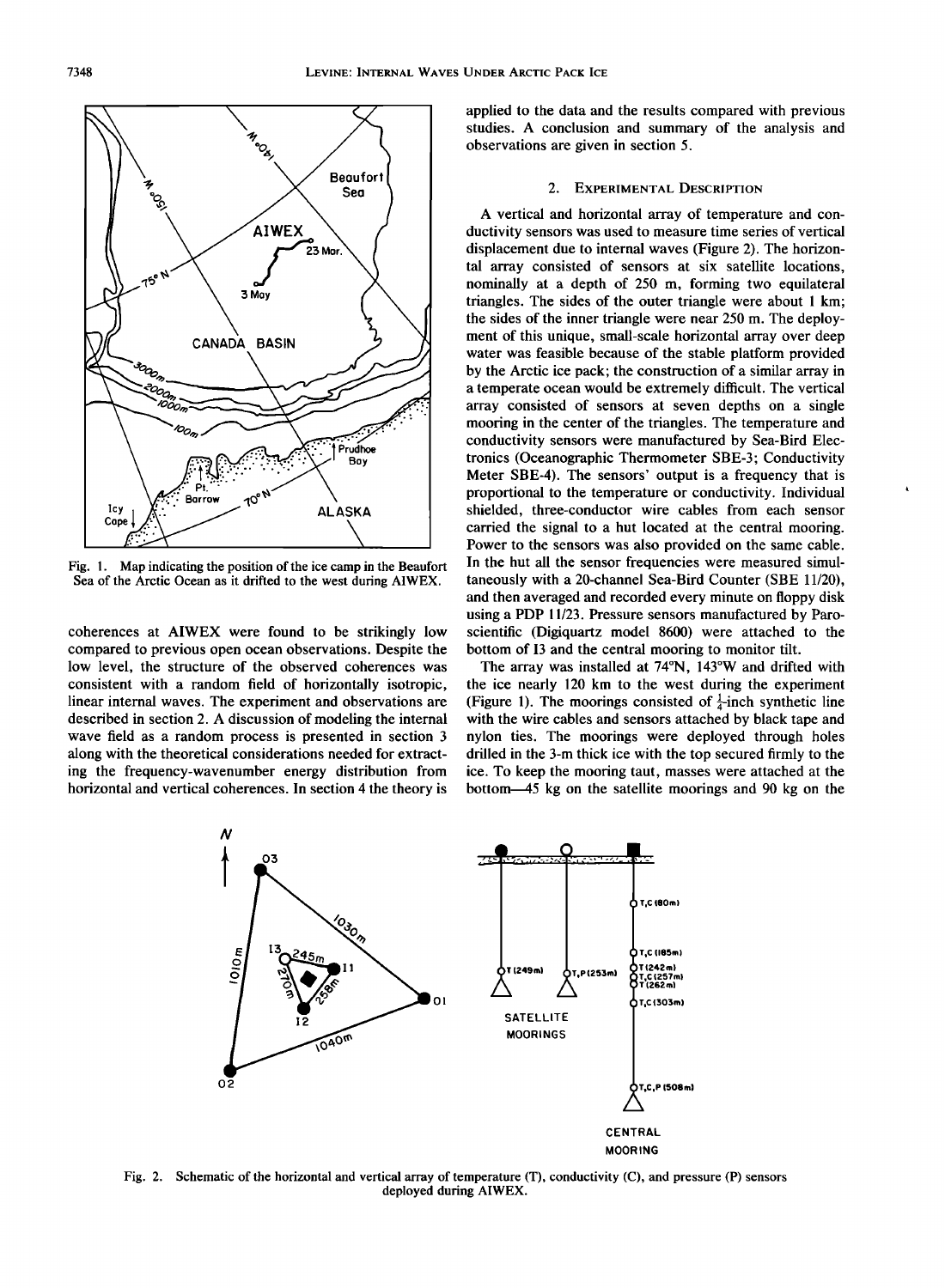Fig. 1. Map indicating the position of the ice camp in the Beaufort Sea of the Arctic Ocean as it drifted to the west during AIWEX.

coherences at AIWEX were found to be strikingly low compared to previous open ocean observations. Despite the low level, the structure of the observed coherences was consistent with a random field of horizontally isotropic, linear internal waves. The experiment and observations are described in section 2. A discussion of modeling the internal wave field as a random process is presented in section 3 along with the theoretical considerations needed for extracting the frequency-wavenumber energy distribution from horizontal and vertical coherences. In section 4 the theory is applied to the data and the results compared with previous studies. A conclusion and summary of the analysis and observations are given in section 5.

## 2. Experimental Description

A vertical and horizontal array of temperature and conductivity sensors was used to measure time series of vertical displacement due to internal waves (Figure 2). The horizontal array consisted of sensors at six satellite locations, nominally at a depth of 250 m, forming two equilateral triangles. The sides of the outer triangle were about 1 km; the sides of the inner triangle were near 250 m. The deployment of this unique, small-scale horizontal array over deep water was feasible because of the stable platform provided by the Arctic ice pack; the construction of a similar array in a temperate ocean would be extremely difficult. The vertical array consisted of sensors at seven depths on a single mooring in the center of the triangles. The temperature and conductivity sensors were manufactured by Sea-Bird Electronics (Oceanographic Thermometer SBE-3; Conductivity Meter SBE-4). The sensors' output is a frequency that is proportional to the temperature or conductivity. Individual shielded, three-conductor wire cables from each sensor carried the signal to a hut located at the central mooring. Power to the sensors was also provided on the same cable. In the hut all the sensor frequencies were measured simultaneously with a 20-channel Sea-Bird Counter (SBE 11/20), and then averaged and recorded every minute on floppy disk using a PDP 11/23. Pressure sensors manufactured by Paroscientific (Digiquartz model 8600) were attached to the bottom of I3 and the central mooring to monitor tilt.

The array was installed at 74°N, 143°W and drifted with the ice nearly 120 km to the west during the experiment (Figure 1). The moorings consisted of $\frac{1}{4}$-inch synthetic line with the wire cables and sensors attached by black tape and nylon ties. The moorings were deployed through holes drilled in the 3-m thick ice with the top secured firmly to the ice. To keep the mooring taut, masses were attached at the bottom—45 kg on the satellite moorings and 90 kg on the

Fig. 2. Schematic of the horizontal and vertical array of temperature (T), conductivity (C), and pressure (P) sensors deployed during AIWEX.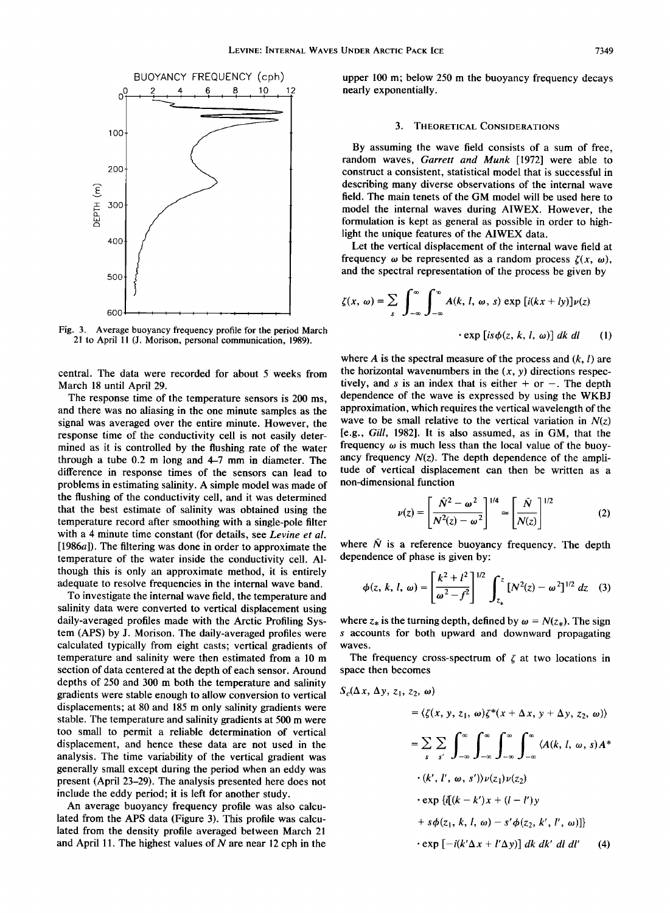Fig. 3. Average buoyancy frequency profile for the period March 21 to April 11 (J. Morison, personal communication, 1989).

central. The data were recorded for about 5 weeks from March 18 until April 29.

The response time of the temperature sensors is 200 ms, and there was no aliasing in the one minute samples as the signal was averaged over the entire minute. However, the response time of the conductivity cell is not easily determined as it is controlled by the flushing rate of the water through a tube 0.2 m long and 4–7 mm in diameter. The difference in response times of the sensors can lead to problems in estimating salinity. A simple model was made of the flushing of the conductivity cell, and it was determined that the best estimate of salinity was obtained using the temperature record after smoothing with a single-pole filter with a 4 minute time constant (for details, see *Levine et al.* [1986*a*]). The filtering was done in order to approximate the temperature of the water inside the conductivity cell. Although this is only an approximate method, it is entirely adequate to resolve frequencies in the internal wave band.

To investigate the internal wave field, the temperature and salinity data were converted to vertical displacement using daily-averaged profiles made with the Arctic Profiling System (APS) by J. Morison. The daily-averaged profiles were calculated typically from eight casts; vertical gradients of temperature and salinity were then estimated from a 10 m section of data centered at the depth of each sensor. Around depths of 250 and 300 m both the temperature and salinity gradients were stable enough to allow conversion to vertical displacements; at 80 and 185 m only salinity gradients were stable. The temperature and salinity gradients at 500 m were too small to permit a reliable determination of vertical displacement, and hence these data are not used in the analysis. The time variability of the vertical gradient was generally small except during the period when an eddy was present (April 23–29). The analysis presented here does not include the eddy period; it is left for another study.

An average buoyancy frequency profile was also calculated from the APS data (Figure 3). This profile was calculated from the density profile averaged between March 21 and April 11. The highest values of $N$ are near 12 cph in the upper 100 m; below 250 m the buoyancy frequency decays nearly exponentially.

## 3. Theoretical Considerations

By assuming the wave field consists of a sum of free, random waves, *Garrett and Munk* [1972] were able to construct a consistent, statistical model that is successful in describing many diverse observations of the internal wave field. The main tenets of the GM model will be used here to model the internal waves during AIWEX. However, the formulation is kept as general as possible in order to highlight the unique features of the AIWEX data.

Let the vertical displacement of the internal wave field at frequency $\omega$ be represented as a random process $\zeta(x, \omega)$, and the spectral representation of the process be given by

$$\zeta(x, \omega) = \sum_s \int_{-\infty}^{\infty} \int_{-\infty}^{\infty} A(k, l, \omega, s) \exp\,[i(kx + ly)]\nu(z) \cdot \exp\,[is\phi(z, k, l, \omega)]\; dk\, dl \qquad (1)$$

where $A$ is the spectral measure of the process and $(k, l)$ are the horizontal wavenumbers in the $(x, y)$ directions respectively, and $s$ is an index that is either + or −. The depth dependence of the wave is expressed by using the WKBJ approximation, which requires the vertical wavelength of the wave to be small relative to the vertical variation in $N(z)$ [e.g., *Gill*, 1982]. It is also assumed, as in GM, that the frequency $\omega$ is much less than the local value of the buoyancy frequency $N(z)$. The depth dependence of the amplitude of vertical displacement can then be written as a non-dimensional function

$$\nu(z) = \left[\frac{\bar{N}^2 - \omega^2}{N^2(z) - \omega^2}\right]^{1/4} \simeq \left[\frac{\bar{N}}{N(z)}\right]^{1/2} \qquad (2)$$

where $\bar{N}$ is a reference buoyancy frequency. The depth dependence of phase is given by:

$$\phi(z, k, l, \omega) = \left[\frac{k^2 + l^2}{\omega^2 - f^2}\right]^{1/2} \int_{z_*}^{z} [N^2(z) - \omega^2]^{1/2}\, dz \qquad (3)$$

where $z_*$ is the turning depth, defined by $\omega = N(z_*)$. The sign $s$ accounts for both upward and downward propagating waves.

The frequency cross-spectrum of $\zeta$ at two locations in space then becomes

$$\begin{aligned} S_c(\Delta x, \Delta y, z_1, z_2, \omega) &= \langle \zeta(x, y, z_1, \omega)\zeta^*(x + \Delta x, y + \Delta y, z_2, \omega)\rangle \\ &= \sum_s \sum_{s'} \int_{-\infty}^{\infty}\int_{-\infty}^{\infty}\int_{-\infty}^{\infty}\int_{-\infty}^{\infty} \langle A(k, l, \omega, s)A^* \\ &\quad \cdot (k', l', \omega, s')\rangle \nu(z_1)\nu(z_2) \\ &\quad \cdot \exp\,\{i[(k - k')x + (l - l')y \\ &\quad + s\phi(z_1, k, l, \omega) - s'\phi(z_2, k', l', \omega)]\} \\ &\quad \cdot \exp\,[-i(k'\Delta x + l'\Delta y)]\; dk\, dk'\, dl\, dl' \end{aligned} \qquad (4)$$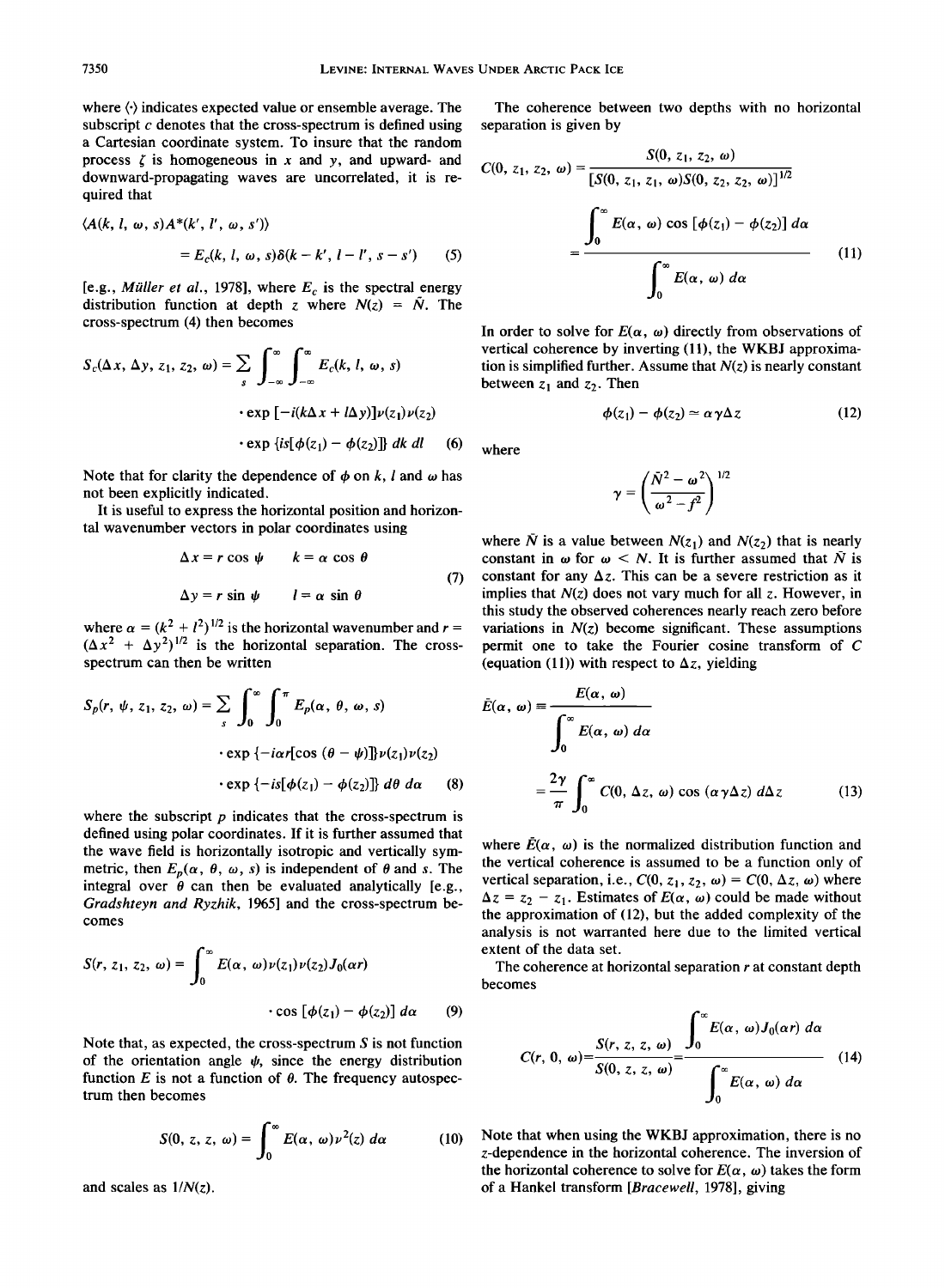where $\langle\cdot\rangle$ indicates expected value or ensemble average. The subscript $c$ denotes that the cross-spectrum is defined using a Cartesian coordinate system. To insure that the random process $\zeta$ is homogeneous in $x$ and $y$, and upward- and downward-propagating waves are uncorrelated, it is required that

$$\langle A(k, l, \omega, s)A^*(k', l', \omega, s')\rangle = E_c(k, l, \omega, s)\delta(k-k', l-l', s-s') \quad (5)$$

[e.g., *Müller et al.*, 1978], where $E_c$ is the spectral energy distribution function at depth $z$ where $N(z) = \bar{N}$. The cross-spectrum (4) then becomes

$$S_c(\Delta x, \Delta y, z_1, z_2, \omega) = \sum_s \int_{-\infty}^{\infty}\int_{-\infty}^{\infty} E_c(k, l, \omega, s) \cdot \exp[-i(k\Delta x + l\Delta y)]\nu(z_1)\nu(z_2) \cdot \exp\{is[\phi(z_1) - \phi(z_2)]\}\, dk\, dl \quad (6)$$

Note that for clarity the dependence of $\phi$ on $k$, $l$ and $\omega$ has not been explicitly indicated.

It is useful to express the horizontal position and horizontal wavenumber vectors in polar coordinates using

$$\Delta x = r\cos\psi \qquad k = \alpha\cos\theta$$
$$\Delta y = r\sin\psi \qquad l = \alpha\sin\theta \quad (7)$$

where $\alpha = (k^2 + l^2)^{1/2}$ is the horizontal wavenumber and $r = (\Delta x^2 + \Delta y^2)^{1/2}$ is the horizontal separation. The cross-spectrum can then be written

$$S_p(r, \psi, z_1, z_2, \omega) = \sum_s \int_0^{\infty}\int_0^{\pi} E_p(\alpha, \theta, \omega, s) \cdot \exp\{-i\alpha r[\cos(\theta - \psi)]\}\nu(z_1)\nu(z_2) \cdot \exp\{-is[\phi(z_1) - \phi(z_2)]\}\, d\theta\, d\alpha \quad (8)$$

where the subscript $p$ indicates that the cross-spectrum is defined using polar coordinates. If it is further assumed that the wave field is horizontally isotropic and vertically symmetric, then $E_p(\alpha, \theta, \omega, s)$ is independent of $\theta$ and $s$. The integral over $\theta$ can then be evaluated analytically [e.g., *Gradshteyn and Ryzhik*, 1965] and the cross-spectrum becomes

$$S(r, z_1, z_2, \omega) = \int_0^{\infty} E(\alpha, \omega)\nu(z_1)\nu(z_2)J_0(\alpha r) \cdot \cos[\phi(z_1) - \phi(z_2)]\, d\alpha \quad (9)$$

Note that, as expected, the cross-spectrum $S$ is not function of the orientation angle $\psi$, since the energy distribution function $E$ is not a function of $\theta$. The frequency autospectrum then becomes

$$S(0, z, z, \omega) = \int_0^{\infty} E(\alpha, \omega)\nu^2(z)\, d\alpha \quad (10)$$

and scales as $1/N(z)$.

The coherence between two depths with no horizontal separation is given by

$$C(0, z_1, z_2, \omega) = \frac{S(0, z_1, z_2, \omega)}{[S(0, z_1, z_1, \omega)S(0, z_2, z_2, \omega)]^{1/2}} = \frac{\int_0^{\infty} E(\alpha, \omega)\cos[\phi(z_1) - \phi(z_2)]\, d\alpha}{\int_0^{\infty} E(\alpha, \omega)\, d\alpha} \quad (11)$$

In order to solve for $E(\alpha, \omega)$ directly from observations of vertical coherence by inverting (11), the WKBJ approximation is simplified further. Assume that $N(z)$ is nearly constant between $z_1$ and $z_2$. Then

$$\phi(z_1) - \phi(z_2) \simeq \alpha\gamma\Delta z \quad (12)$$

where

$$\gamma = \left(\frac{\bar{N}^2 - \omega^2}{\omega^2 - f^2}\right)^{1/2}$$

where $\bar{N}$ is a value between $N(z_1)$ and $N(z_2)$ that is nearly constant in $\omega$ for $\omega < N$. It is further assumed that $\bar{N}$ is constant for any $\Delta z$. This can be a severe restriction as it implies that $N(z)$ does not vary much for all $z$. However, in this study the observed coherences nearly reach zero before variations in $N(z)$ become significant. These assumptions permit one to take the Fourier cosine transform of $C$ (equation (11)) with respect to $\Delta z$, yielding

$$\tilde{E}(\alpha, \omega) \equiv \frac{E(\alpha, \omega)}{\int_0^{\infty} E(\alpha, \omega)\, d\alpha} = \frac{2\gamma}{\pi}\int_0^{\infty} C(0, \Delta z, \omega)\cos(\alpha\gamma\Delta z)\, d\Delta z \quad (13)$$

where $\tilde{E}(\alpha, \omega)$ is the normalized distribution function and the vertical coherence is assumed to be a function only of vertical separation, i.e., $C(0, z_1, z_2, \omega) = C(0, \Delta z, \omega)$ where $\Delta z = z_2 - z_1$. Estimates of $E(\alpha, \omega)$ could be made without the approximation of (12), but the added complexity of the analysis is not warranted here due to the limited vertical extent of the data set.

The coherence at horizontal separation $r$ at constant depth becomes

$$C(r, 0, \omega) = \frac{S(r, z, z, \omega)}{S(0, z, z, \omega)} = \frac{\int_0^{\infty} E(\alpha, \omega)J_0(\alpha r)\, d\alpha}{\int_0^{\infty} E(\alpha, \omega)\, d\alpha} \quad (14)$$

Note that when using the WKBJ approximation, there is no $z$-dependence in the horizontal coherence. The inversion of the horizontal coherence to solve for $E(\alpha, \omega)$ takes the form of a Hankel transform [*Bracewell*, 1978], giving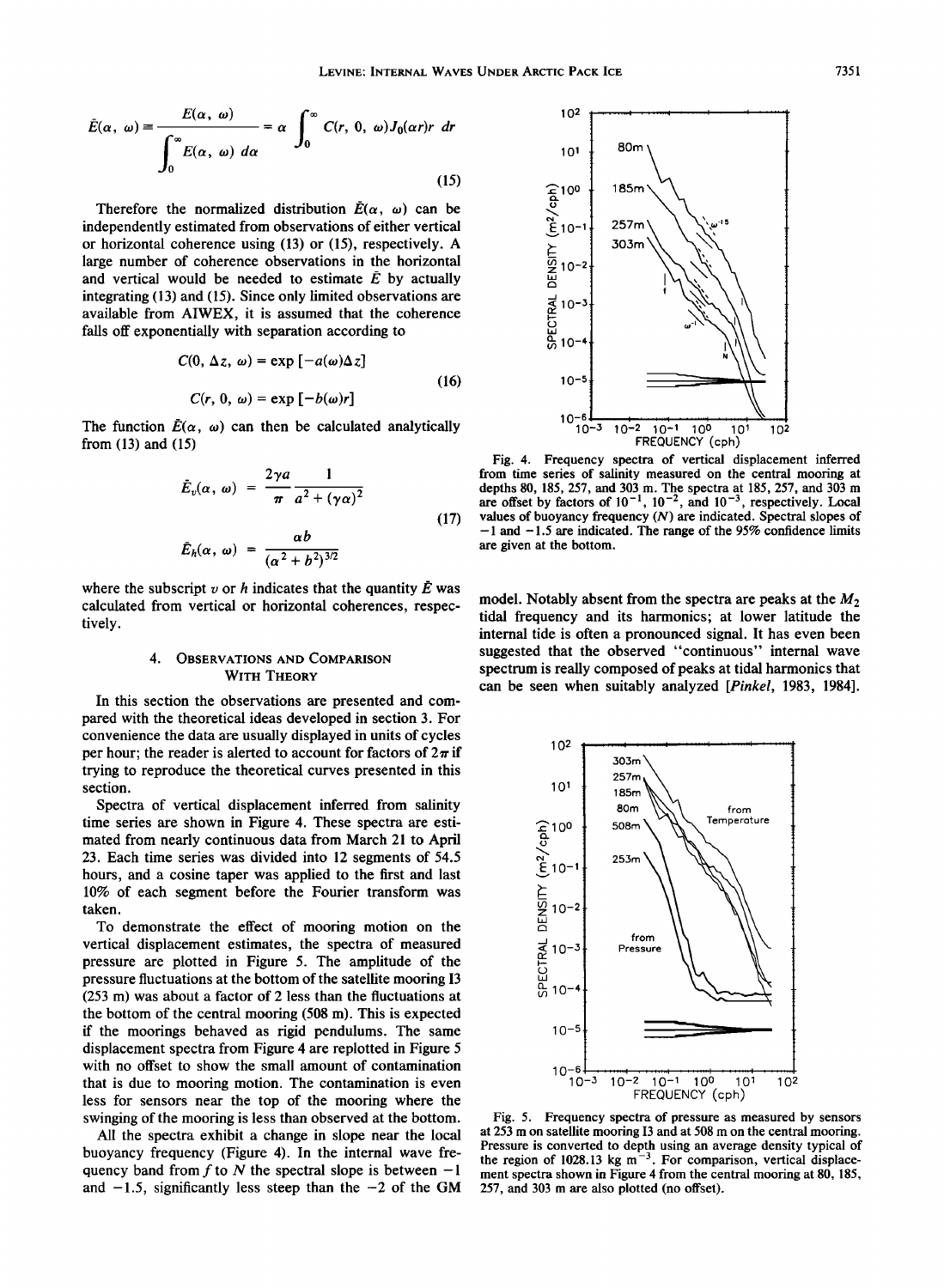$$\tilde{E}(\alpha, \omega) \equiv \frac{E(\alpha, \omega)}{\int_0^\infty E(\alpha, \omega)\, d\alpha} = \alpha \int_0^\infty C(r, 0, \omega) J_0(\alpha r) r \, dr \tag{15}$$

Therefore the normalized distribution $\tilde{E}(\alpha, \omega)$ can be independently estimated from observations of either vertical or horizontal coherence using (13) or (15), respectively. A large number of coherence observations in the horizontal and vertical would be needed to estimate $\tilde{E}$ by actually integrating (13) and (15). Since only limited observations are available from AIWEX, it is assumed that the coherence falls off exponentially with separation according to

$$C(0, \Delta z, \omega) = \exp\left[-a(\omega)\Delta z\right]$$
$$C(r, 0, \omega) = \exp\left[-b(\omega) r\right] \tag{16}$$

The function $\tilde{E}(\alpha, \omega)$ can then be calculated analytically from (13) and (15)

$$\tilde{E}_v(\alpha, \omega) = \frac{2\gamma a}{\pi} \frac{1}{a^2 + (\gamma\alpha)^2}$$
$$\tilde{E}_h(\alpha, \omega) = \frac{\alpha b}{(\alpha^2 + b^2)^{3/2}} \tag{17}$$

where the subscript $v$ or $h$ indicates that the quantity $\tilde{E}$ was calculated from vertical or horizontal coherences, respectively.

## 4. Observations and Comparison With Theory

In this section the observations are presented and compared with the theoretical ideas developed in section 3. For convenience the data are usually displayed in units of cycles per hour; the reader is alerted to account for factors of $2\pi$ if trying to reproduce the theoretical curves presented in this section.

Spectra of vertical displacement inferred from salinity time series are shown in Figure 4. These spectra are estimated from nearly continuous data from March 21 to April 23. Each time series was divided into 12 segments of 54.5 hours, and a cosine taper was applied to the first and last 10% of each segment before the Fourier transform was taken.

To demonstrate the effect of mooring motion on the vertical displacement estimates, the spectra of measured pressure are plotted in Figure 5. The amplitude of the pressure fluctuations at the bottom of the satellite mooring I3 (253 m) was about a factor of 2 less than the fluctuations at the bottom of the central mooring (508 m). This is expected if the moorings behaved as rigid pendulums. The same displacement spectra from Figure 4 are replotted in Figure 5 with no offset to show the small amount of contamination that is due to mooring motion. The contamination is even less for sensors near the top of the mooring where the swinging of the mooring is less than observed at the bottom.

All the spectra exhibit a change in slope near the local buoyancy frequency (Figure 4). In the internal wave frequency band from $f$ to $N$ the spectral slope is between $-1$ and $-1.5$, significantly less steep than the $-2$ of the GM model. Notably absent from the spectra are peaks at the $M_2$ tidal frequency and its harmonics; at lower latitude the internal tide is often a pronounced signal. It has even been suggested that the observed "continuous" internal wave spectrum is really composed of peaks at tidal harmonics that can be seen when suitably analyzed [*Pinkel*, 1983, 1984].

Fig. 4. Frequency spectra of vertical displacement inferred from time series of salinity measured on the central mooring at depths 80, 185, 257, and 303 m. The spectra at 185, 257, and 303 m are offset by factors of $10^{-1}$, $10^{-2}$, and $10^{-3}$, respectively. Local values of buoyancy frequency ($N$) are indicated. Spectral slopes of $-1$ and $-1.5$ are indicated. The range of the 95% confidence limits are given at the bottom.

Fig. 5. Frequency spectra of pressure as measured by sensors at 253 m on satellite mooring I3 and at 508 m on the central mooring. Pressure is converted to depth using an average density typical of the region of 1028.13 kg m$^{-3}$. For comparison, vertical displacement spectra shown in Figure 4 from the central mooring at 80, 185, 257, and 303 m are also plotted (no offset).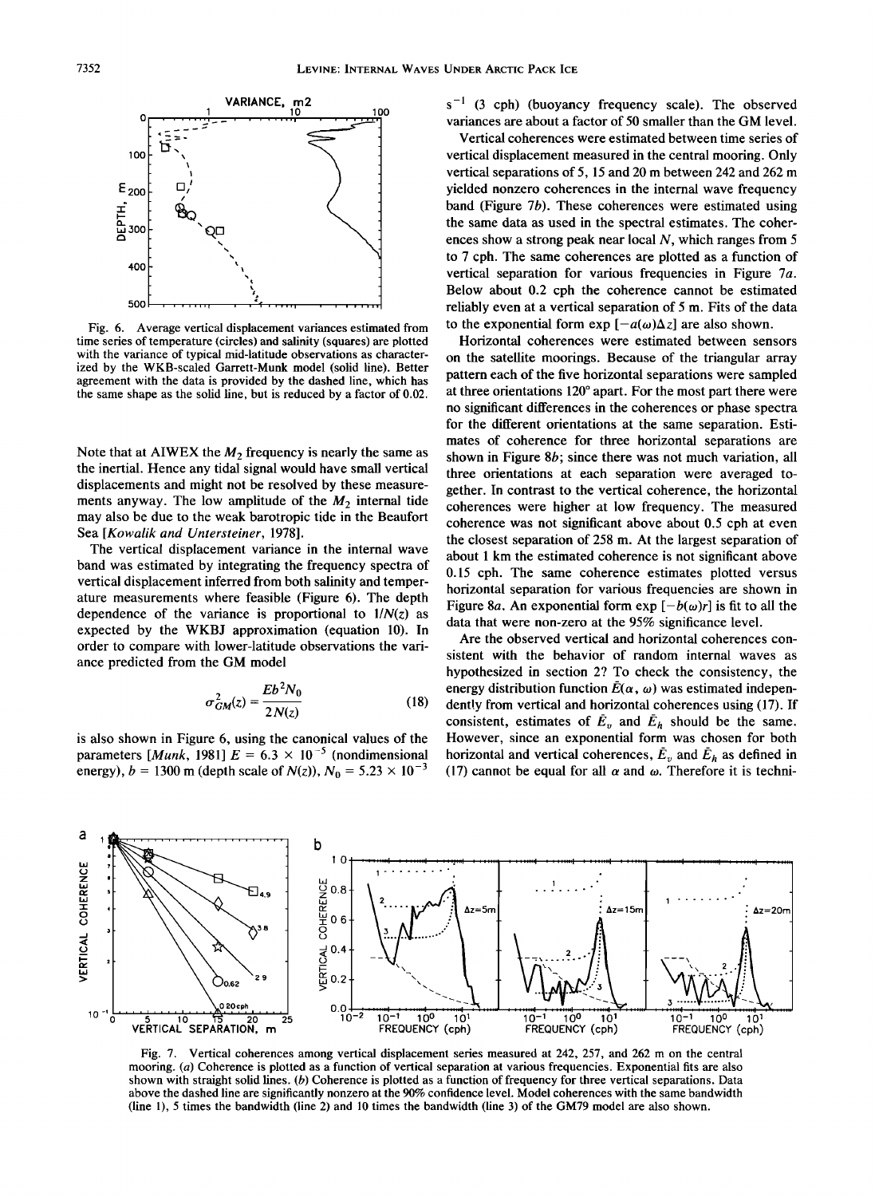Fig. 6. Average vertical displacement variances estimated from time series of temperature (circles) and salinity (squares) are plotted with the variance of typical mid-latitude observations as characterized by the WKB-scaled Garrett-Munk model (solid line). Better agreement with the data is provided by the dashed line, which has the same shape as the solid line, but is reduced by a factor of 0.02.

Note that at AIWEX the $M_2$ frequency is nearly the same as the inertial. Hence any tidal signal would have small vertical displacements and might not be resolved by these measurements anyway. The low amplitude of the $M_2$ internal tide may also be due to the weak barotropic tide in the Beaufort Sea [Kowalik and Untersteiner, 1978].

The vertical displacement variance in the internal wave band was estimated by integrating the frequency spectra of vertical displacement inferred from both salinity and temperature measurements where feasible (Figure 6). The depth dependence of the variance is proportional to $1/N(z)$ as expected by the WKBJ approximation (equation 10). In order to compare with lower-latitude observations the variance predicted from the GM model

$$\sigma_{GM}^2(z) = \frac{Eb^2N_0}{2N(z)} \tag{18}$$

is also shown in Figure 6, using the canonical values of the parameters [Munk, 1981] $E = 6.3 \times 10^{-5}$ (nondimensional energy), $b = 1300$ m (depth scale of $N(z)$), $N_0 = 5.23 \times 10^{-3}$ s$^{-1}$ (3 cph) (buoyancy frequency scale). The observed variances are about a factor of 50 smaller than the GM level.

Vertical coherences were estimated between time series of vertical displacement measured in the central mooring. Only vertical separations of 5, 15 and 20 m between 242 and 262 m yielded nonzero coherences in the internal wave frequency band (Figure 7*b*). These coherences were estimated using the same data as used in the spectral estimates. The coherences show a strong peak near local $N$, which ranges from 5 to 7 cph. The same coherences are plotted as a function of vertical separation for various frequencies in Figure 7*a*. Below about 0.2 cph the coherence cannot be estimated reliably even at a vertical separation of 5 m. Fits of the data to the exponential form $\exp[-a(\omega)\Delta z]$ are also shown.

Horizontal coherences were estimated between sensors on the satellite moorings. Because of the triangular array pattern each of the five horizontal separations were sampled at three orientations 120° apart. For the most part there were no significant differences in the coherences or phase spectra for the different orientations at the same separation. Estimates of coherence for three horizontal separations are shown in Figure 8*b*; since there was not much variation, all three orientations at each separation were averaged together. In contrast to the vertical coherence, the horizontal coherences were higher at low frequency. The measured coherence was not significant above about 0.5 cph at even the closest separation of 258 m. At the largest separation of about 1 km the estimated coherence is not significant above 0.15 cph. The same coherence estimates plotted versus horizontal separation for various frequencies are shown in Figure 8*a*. An exponential form $\exp[-b(\omega)r]$ is fit to all the data that were non-zero at the 95% significance level.

Are the observed vertical and horizontal coherences consistent with the behavior of random internal waves as hypothesized in section 2? To check the consistency, the energy distribution function $\tilde{E}(\alpha, \omega)$ was estimated independently from vertical and horizontal coherences using (17). If consistent, estimates of $\tilde{E}_v$ and $\tilde{E}_h$ should be the same. However, since an exponential form was chosen for both horizontal and vertical coherences, $\tilde{E}_v$ and $\tilde{E}_h$ as defined in (17) cannot be equal for all $\alpha$ and $\omega$. Therefore it is techni-

Fig. 7. Vertical coherences among vertical displacement series measured at 242, 257, and 262 m on the central mooring. (*a*) Coherence is plotted as a function of vertical separation at various frequencies. Exponential fits are also shown with straight solid lines. (*b*) Coherence is plotted as a function of frequency for three vertical separations. Data above the dashed line are significantly nonzero at the 90% confidence level. Model coherences with the same bandwidth (line 1), 5 times the bandwidth (line 2) and 10 times the bandwidth (line 3) of the GM79 model are also shown.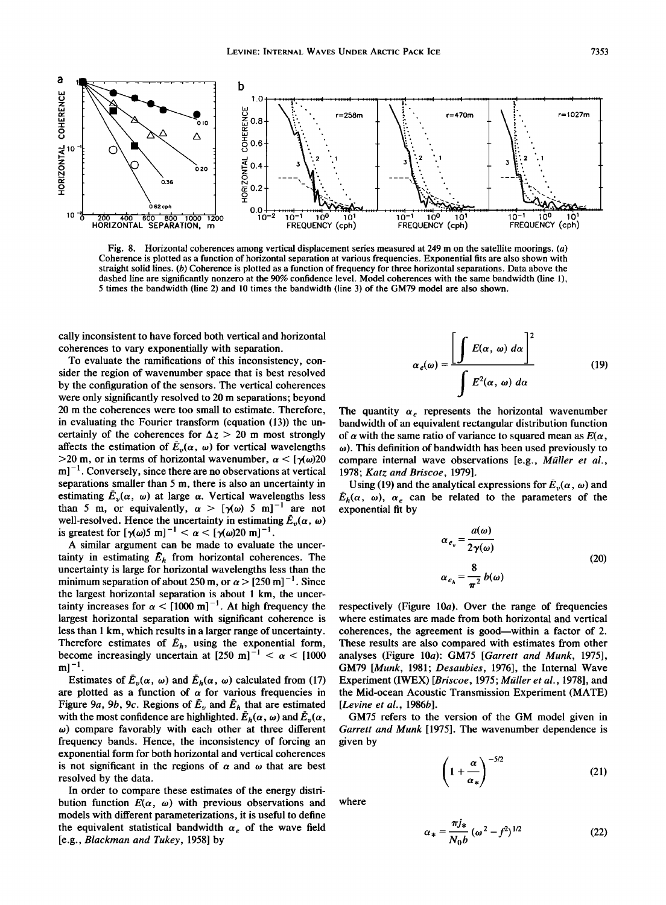Fig. 8. Horizontal coherences among vertical displacement series measured at 249 m on the satellite moorings. (*a*) Coherence is plotted as a function of horizontal separation at various frequencies. Exponential fits are also shown with straight solid lines. (*b*) Coherence is plotted as a function of frequency for three horizontal separations. Data above the dashed line are significantly nonzero at the 90% confidence level. Model coherences with the same bandwidth (line 1), 5 times the bandwidth (line 2) and 10 times the bandwidth (line 3) of the GM79 model are also shown.

cally inconsistent to have forced both vertical and horizontal coherences to vary exponentially with separation.

To evaluate the ramifications of this inconsistency, consider the region of wavenumber space that is best resolved by the configuration of the sensors. The vertical coherences were only significantly resolved to 20 m separations; beyond 20 m the coherences were too small to estimate. Therefore, in evaluating the Fourier transform (equation (13)) the uncertainly of the coherences for $\Delta z > 20$ m most strongly affects the estimation of $\tilde{E}_v(\alpha, \omega)$ for vertical wavelengths >20 m, or in terms of horizontal wavenumber, $\alpha < [\gamma(\omega)20\ \text{m}]^{-1}$. Conversely, since there are no observations at vertical separations smaller than 5 m, there is also an uncertainty in estimating $\tilde{E}_v(\alpha, \omega)$ at large $\alpha$. Vertical wavelengths less than 5 m, or equivalently, $\alpha > [\gamma(\omega)\ 5\ \text{m}]^{-1}$ are not well-resolved. Hence the uncertainty in estimating $\tilde{E}_v(\alpha, \omega)$ is greatest for $[\gamma(\omega)5\ \text{m}]^{-1} < \alpha < [\gamma(\omega)20\ \text{m}]^{-1}$.

A similar argument can be made to evaluate the uncertainty in estimating $\tilde{E}_h$ from horizontal coherences. The uncertainty is large for horizontal wavelengths less than the minimum separation of about 250 m, or $\alpha > [250\ \text{m}]^{-1}$. Since the largest horizontal separation is about 1 km, the uncertainty increases for $\alpha < [1000\ \text{m}]^{-1}$. At high frequency the largest horizontal separation with significant coherence is less than 1 km, which results in a larger range of uncertainty. Therefore estimates of $\tilde{E}_h$, using the exponential form, become increasingly uncertain at $[250\ \text{m}]^{-1} < \alpha < [1000\ \text{m}]^{-1}$.

Estimates of $\tilde{E}_v(\alpha, \omega)$ and $\tilde{E}_h(\alpha, \omega)$ calculated from (17) are plotted as a function of $\alpha$ for various frequencies in Figure 9*a*, 9*b*, 9*c*. Regions of $\tilde{E}_v$ and $\tilde{E}_h$ that are estimated with the most confidence are highlighted. $\tilde{E}_h(\alpha, \omega)$ and $\tilde{E}_v(\alpha, \omega)$ compare favorably with each other at three different frequency bands. Hence, the inconsistency of forcing an exponential form for both horizontal and vertical coherences is not significant in the regions of $\alpha$ and $\omega$ that are best resolved by the data.

In order to compare these estimates of the energy distribution function $E(\alpha, \omega)$ with previous observations and models with different parameterizations, it is useful to define the equivalent statistical bandwidth $\alpha_e$ of the wave field [e.g., *Blackman and Tukey*, 1958] by

$$\alpha_e(\omega) = \frac{\left[\int E(\alpha, \omega)\, d\alpha\right]^2}{\int E^2(\alpha, \omega)\, d\alpha} \tag{19}$$

The quantity $\alpha_e$ represents the horizontal wavenumber bandwidth of an equivalent rectangular distribution function of $\alpha$ with the same ratio of variance to squared mean as $E(\alpha, \omega)$. This definition of bandwidth has been used previously to compare internal wave observations [e.g., *Müller et al.*, 1978; *Katz and Briscoe*, 1979].

Using (19) and the analytical expressions for $\tilde{E}_v(\alpha, \omega)$ and $\tilde{E}_h(\alpha, \omega)$, $\alpha_e$ can be related to the parameters of the exponential fit by

$$\alpha_{e_v} = \frac{a(\omega)}{2\gamma(\omega)}$$
$$\alpha_{e_h} = \frac{8}{\pi^2}\, b(\omega) \tag{20}$$

respectively (Figure 10*a*). Over the range of frequencies where estimates are made from both horizontal and vertical coherences, the agreement is good—within a factor of 2. These results are also compared with estimates from other analyses (Figure 10*a*): GM75 [*Garrett and Munk*, 1975], GM79 [*Munk*, 1981; *Desaubies*, 1976], the Internal Wave Experiment (IWEX) [*Briscoe*, 1975; *Müller et al.*, 1978], and the Mid-ocean Acoustic Transmission Experiment (MATE) [*Levine et al.*, 1986*b*].

GM75 refers to the version of the GM model given in *Garrett and Munk* [1975]. The wavenumber dependence is given by

$$\left(1 + \frac{\alpha}{\alpha_*}\right)^{-5/2} \tag{21}$$

where

$$\alpha_* = \frac{\pi j_*}{N_0 b}\,(\omega^2 - f^2)^{1/2} \tag{22}$$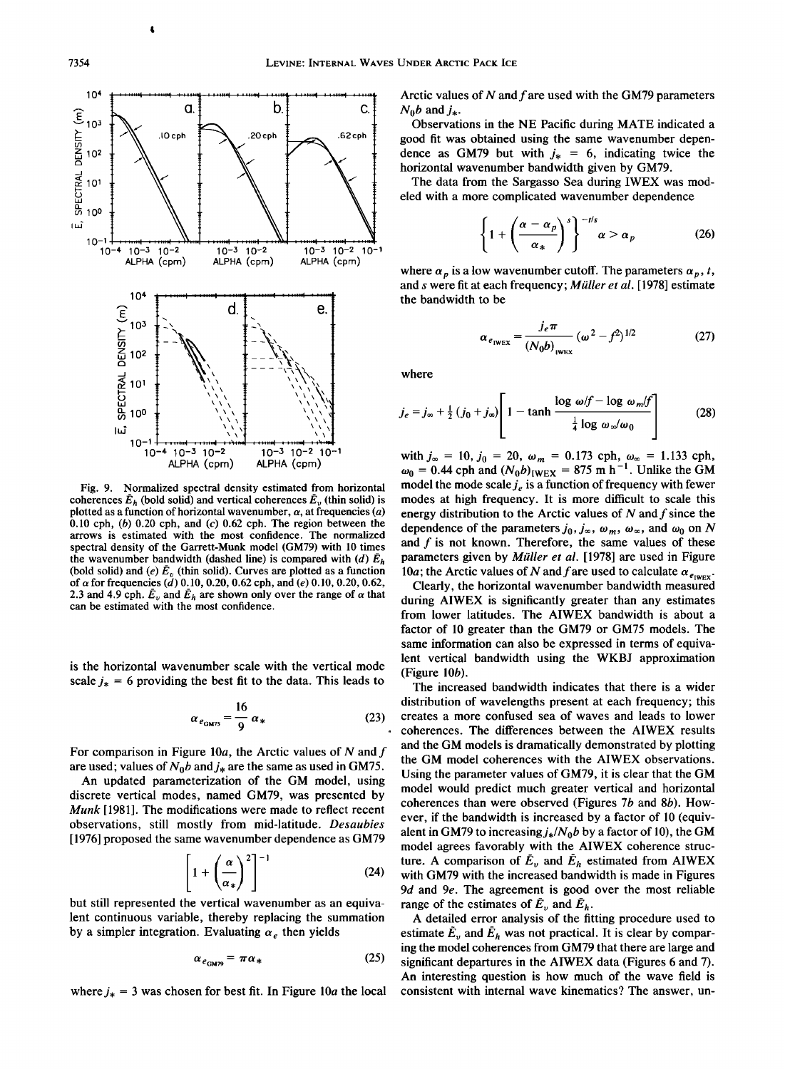Fig. 9. Normalized spectral density estimated from horizontal coherences $\tilde{E}_h$ (bold solid) and vertical coherences $\tilde{E}_v$ (thin solid) is plotted as a function of horizontal wavenumber, $\alpha$, at frequencies (*a*) 0.10 cph, (*b*) 0.20 cph, and (*c*) 0.62 cph. The region between the arrows is estimated with the most confidence. The normalized spectral density of the Garrett-Munk model (GM79) with 10 times the wavenumber bandwidth (dashed line) is compared with (*d*) $\tilde{E}_h$ (bold solid) and (*e*) $\tilde{E}_v$ (thin solid). Curves are plotted as a function of $\alpha$ for frequencies (*d*) 0.10, 0.20, 0.62 cph, and (*e*) 0.10, 0.20, 0.62, 2.3 and 4.9 cph. $\tilde{E}_v$ and $\tilde{E}_h$ are shown only over the range of $\alpha$ that can be estimated with the most confidence.

is the horizontal wavenumber scale with the vertical mode scale $j_* = 6$ providing the best fit to the data. This leads to

$$\alpha_{e_{GM75}} = \frac{16}{9} \alpha_* \tag{23}$$

For comparison in Figure 10*a*, the Arctic values of $N$ and $f$ are used; values of $N_0 b$ and $j_*$ are the same as used in GM75.

An updated parameterization of the GM model, using discrete vertical modes, named GM79, was presented by *Munk* [1981]. The modifications were made to reflect recent observations, still mostly from mid-latitude. *Desaubies* [1976] proposed the same wavenumber dependence as GM79

$$\left[1 + \left(\frac{\alpha}{\alpha_*}\right)^2\right]^{-1} \tag{24}$$

but still represented the vertical wavenumber as an equivalent continuous variable, thereby replacing the summation by a simpler integration. Evaluating $\alpha_e$ then yields

$$\alpha_{e_{GM79}} = \pi \alpha_* \tag{25}$$

where $j_* = 3$ was chosen for best fit. In Figure 10*a* the local Arctic values of $N$ and $f$ are used with the GM79 parameters $N_0 b$ and $j_*$.

Observations in the NE Pacific during MATE indicated a good fit was obtained using the same wavenumber dependence as GM79 but with $j_* = 6$, indicating twice the horizontal wavenumber bandwidth given by GM79.

The data from the Sargasso Sea during IWEX was modeled with a more complicated wavenumber dependence

$$\left\{1 + \left(\frac{\alpha - \alpha_p}{\alpha_*}\right)^s\right\}^{-t/s} \quad \alpha > \alpha_p \tag{26}$$

where $\alpha_p$ is a low wavenumber cutoff. The parameters $\alpha_p$, $t$, and $s$ were fit at each frequency; *Müller et al.* [1978] estimate the bandwidth to be

$$\alpha_{e_{IWEX}} = \frac{j_e \pi}{(N_0 b)_{IWEX}} (\omega^2 - f^2)^{1/2} \tag{27}$$

where

$$j_e = j_\infty + \tfrac{1}{2}(j_0 + j_\infty)\left[1 - \tanh \frac{\log \omega/f - \log \omega_m/f}{\frac{1}{4}\log \omega_\infty/\omega_0}\right] \tag{28}$$

with $j_\infty = 10$, $j_0 = 20$, $\omega_m = 0.173$ cph, $\omega_\infty = 1.133$ cph, $\omega_0 = 0.44$ cph and $(N_0 b)_{IWEX} = 875$ m h$^{-1}$. Unlike the GM model the mode scale $j_e$ is a function of frequency with fewer modes at high frequency. It is more difficult to scale this energy distribution to the Arctic values of $N$ and $f$ since the dependence of the parameters $j_0$, $j_\infty$, $\omega_m$, $\omega_\infty$, and $\omega_0$ on $N$ and $f$ is not known. Therefore, the same values of these parameters given by *Müller et al.* [1978] are used in Figure 10*a*; the Arctic values of $N$ and $f$ are used to calculate $\alpha_{e_{IWEX}}$.

Clearly, the horizontal wavenumber bandwidth measured during AIWEX is significantly greater than any estimates from lower latitudes. The AIWEX bandwidth is about a factor of 10 greater than the GM79 or GM75 models. The same information can also be expressed in terms of equivalent vertical bandwidth using the WKBJ approximation (Figure 10*b*).

The increased bandwidth indicates that there is a wider distribution of wavelengths present at each frequency; this creates a more confused sea of waves and leads to lower coherences. The differences between the AIWEX results and the GM models is dramatically demonstrated by plotting the GM model coherences with the AIWEX observations. Using the parameter values of GM79, it is clear that the GM model would predict much greater vertical and horizontal coherences than were observed (Figures 7*b* and 8*b*). However, if the bandwidth is increased by a factor of 10 (equivalent in GM79 to increasing $j_*/N_0 b$ by a factor of 10), the GM model agrees favorably with the AIWEX coherence structure. A comparison of $\tilde{E}_v$ and $\tilde{E}_h$ estimated from AIWEX with GM79 with the increased bandwidth is made in Figures 9*d* and 9*e*. The agreement is good over the most reliable range of the estimates of $\tilde{E}_v$ and $\tilde{E}_h$.

A detailed error analysis of the fitting procedure used to estimate $\tilde{E}_v$ and $\tilde{E}_h$ was not practical. It is clear by comparing the model coherences from GM79 that there are large and significant departures in the AIWEX data (Figures 6 and 7). An interesting question is how much of the wave field is consistent with internal wave kinematics? The answer, un-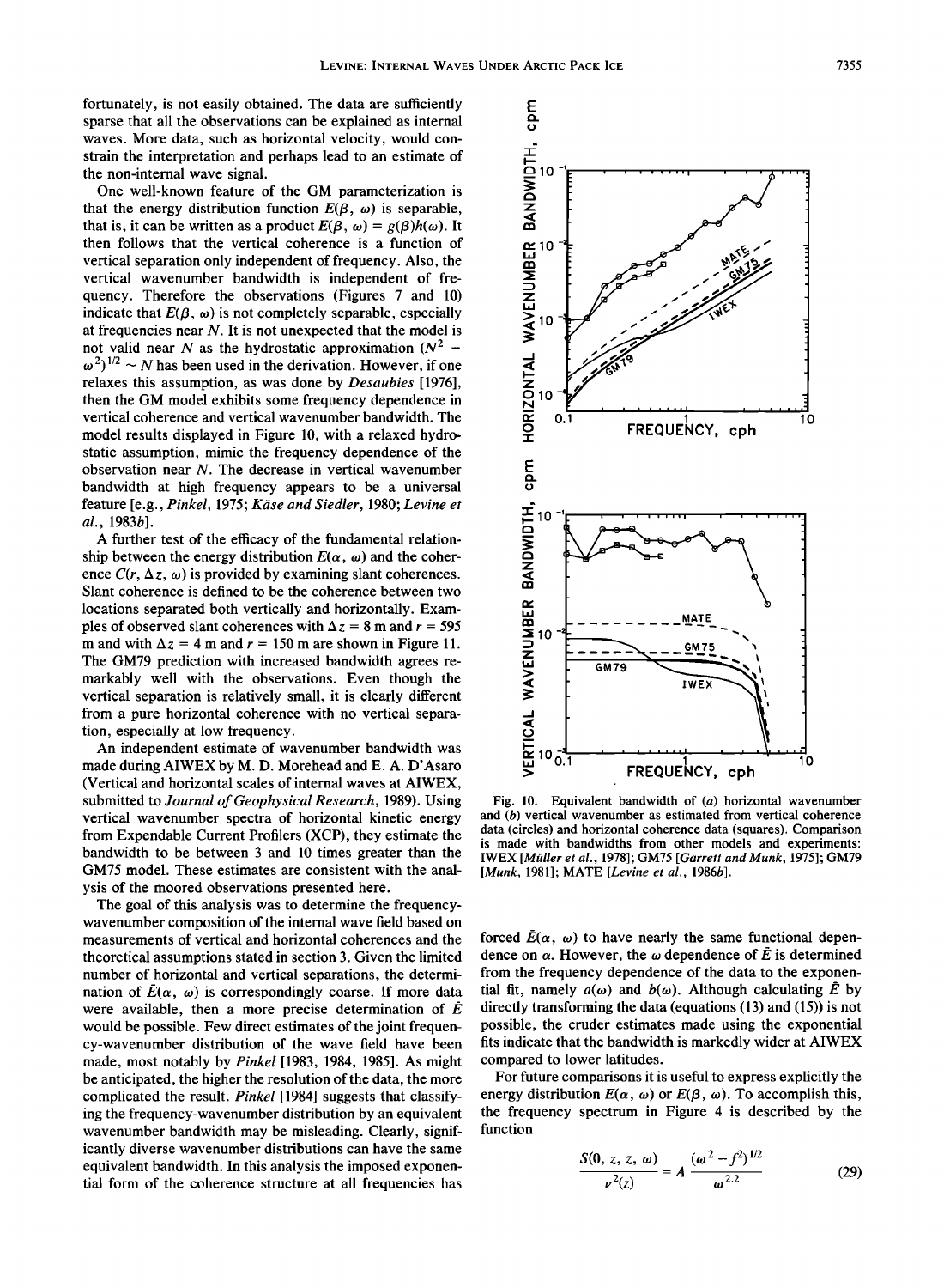fortunately, is not easily obtained. The data are sufficiently sparse that all the observations can be explained as internal waves. More data, such as horizontal velocity, would constrain the interpretation and perhaps lead to an estimate of the non-internal wave signal.

One well-known feature of the GM parameterization is that the energy distribution function $E(\beta, \omega)$ is separable, that is, it can be written as a product $E(\beta, \omega) = g(\beta)h(\omega)$. It then follows that the vertical coherence is a function of vertical separation only independent of frequency. Also, the vertical wavenumber bandwidth is independent of frequency. Therefore the observations (Figures 7 and 10) indicate that $E(\beta, \omega)$ is not completely separable, especially at frequencies near $N$. It is not unexpected that the model is not valid near $N$ as the hydrostatic approximation $(N^2 - \omega^2)^{1/2} \sim N$ has been used in the derivation. However, if one relaxes this assumption, as was done by *Desaubies* [1976], then the GM model exhibits some frequency dependence in vertical coherence and vertical wavenumber bandwidth. The model results displayed in Figure 10, with a relaxed hydrostatic assumption, mimic the frequency dependence of the observation near $N$. The decrease in vertical wavenumber bandwidth at high frequency appears to be a universal feature [e.g., *Pinkel*, 1975; *Käse and Siedler*, 1980; *Levine et al.*, 1983*b*].

A further test of the efficacy of the fundamental relationship between the energy distribution $E(\alpha, \omega)$ and the coherence $C(r, \Delta z, \omega)$ is provided by examining slant coherences. Slant coherence is defined to be the coherence between two locations separated both vertically and horizontally. Examples of observed slant coherences with $\Delta z = 8$ m and $r = 595$ m and with $\Delta z = 4$ m and $r = 150$ m are shown in Figure 11. The GM79 prediction with increased bandwidth agrees remarkably well with the observations. Even though the vertical separation is relatively small, it is clearly different from a pure horizontal coherence with no vertical separation, especially at low frequency.

An independent estimate of wavenumber bandwidth was made during AIWEX by M. D. Morehead and E. A. D'Asaro (Vertical and horizontal scales of internal waves at AIWEX, submitted to *Journal of Geophysical Research*, 1989). Using vertical wavenumber spectra of horizontal kinetic energy from Expendable Current Profilers (XCP), they estimate the bandwidth to be between 3 and 10 times greater than the GM75 model. These estimates are consistent with the analysis of the moored observations presented here.

The goal of this analysis was to determine the frequency-wavenumber composition of the internal wave field based on measurements of vertical and horizontal coherences and the theoretical assumptions stated in section 3. Given the limited number of horizontal and vertical separations, the determination of $\hat{E}(\alpha, \omega)$ is correspondingly coarse. If more data were available, then a more precise determination of $\hat{E}$ would be possible. Few direct estimates of the joint frequency-wavenumber distribution of the wave field have been made, most notably by *Pinkel* [1983, 1984, 1985]. As might be anticipated, the higher the resolution of the data, the more complicated the result. *Pinkel* [1984] suggests that classifying the frequency-wavenumber distribution by an equivalent wavenumber bandwidth may be misleading. Clearly, significantly diverse wavenumber distributions can have the same equivalent bandwidth. In this analysis the imposed exponential form of the coherence structure at all frequencies has forced $\hat{E}(\alpha, \omega)$ to have nearly the same functional dependence on $\alpha$. However, the $\omega$ dependence of $\hat{E}$ is determined from the frequency dependence of the data to the exponential fit, namely $a(\omega)$ and $b(\omega)$. Although calculating $\hat{E}$ by directly transforming the data (equations (13) and (15)) is not possible, the cruder estimates made using the exponential fits indicate that the bandwidth is markedly wider at AIWEX compared to lower latitudes.

Fig. 10. Equivalent bandwidth of (*a*) horizontal wavenumber and (*b*) vertical wavenumber as estimated from vertical coherence data (circles) and horizontal coherence data (squares). Comparison is made with bandwidths from other models and experiments: IWEX [*Müller et al.*, 1978]; GM75 [*Garrett and Munk*, 1975]; GM79 [*Munk*, 1981]; MATE [*Levine et al.*, 1986*b*].

For future comparisons it is useful to express explicitly the energy distribution $E(\alpha, \omega)$ or $E(\beta, \omega)$. To accomplish this, the frequency spectrum in Figure 4 is described by the function

$$\frac{S(0, z, z, \omega)}{\nu^2(z)} = A \frac{(\omega^2 - f^2)^{1/2}}{\omega^{2.2}} \tag{29}$$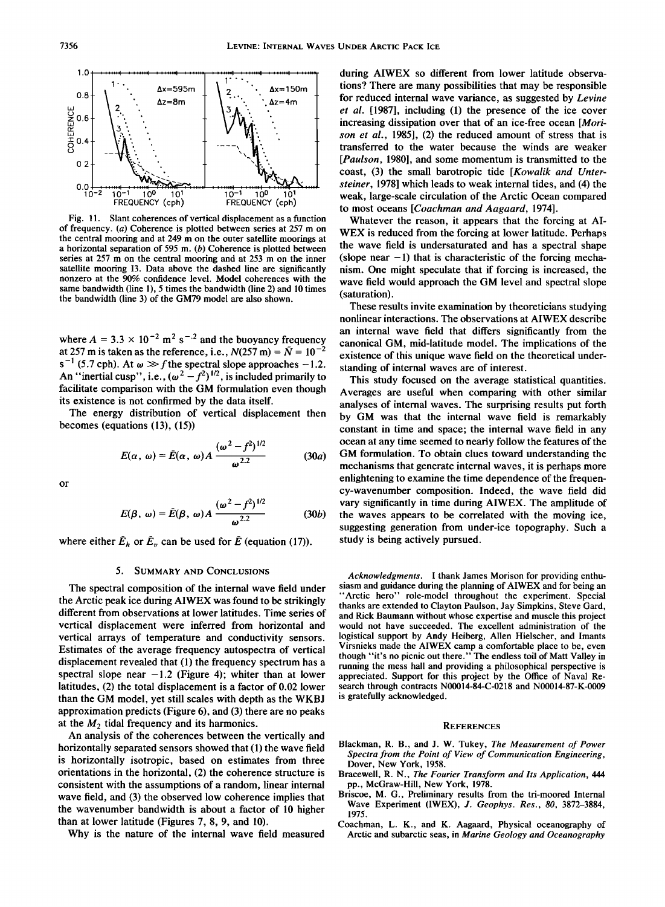Fig. 11. Slant coherences of vertical displacement as a function of frequency. (a) Coherence is plotted between series at 257 m on the central mooring and at 249 m on the outer satellite moorings at a horizontal separation of 595 m. (b) Coherence is plotted between series at 257 m on the central mooring and at 253 m on the inner satellite mooring 13. Data above the dashed line are significantly nonzero at the 90% confidence level. Model coherences with the same bandwidth (line 1), 5 times the bandwidth (line 2) and 10 times the bandwidth (line 3) of the GM79 model are also shown.

where $A = 3.3 \times 10^{-2}$ m$^2$ s$^{-2}$ and the buoyancy frequency at 257 m is taken as the reference, i.e., $N(257 \text{ m}) = \bar{N} = 10^{-2}$ s$^{-1}$ (5.7 cph). At $\omega \gg f$ the spectral slope approaches $-1.2$. An "inertial cusp", i.e., $(\omega^2 - f^2)^{1/2}$, is included primarily to facilitate comparison with the GM formulation even though its existence is not confirmed by the data itself.

The energy distribution of vertical displacement then becomes (equations (13), (15))

$$E(\alpha, \omega) = \bar{E}(\alpha, \omega) A \frac{(\omega^2 - f^2)^{1/2}}{\omega^{2.2}} \tag{30a}$$

or

$$E(\beta, \omega) = \bar{E}(\beta, \omega) A \frac{(\omega^2 - f^2)^{1/2}}{\omega^{2.2}} \tag{30b}$$

where either $\bar{E}_h$ or $\bar{E}_v$ can be used for $\bar{E}$ (equation (17)).

## 5. Summary and Conclusions

The spectral composition of the internal wave field under the Arctic peak ice during AIWEX was found to be strikingly different from observations at lower latitudes. Time series of vertical displacement were inferred from horizontal and vertical arrays of temperature and conductivity sensors. Estimates of the average frequency autospectra of vertical displacement revealed that (1) the frequency spectrum has a spectral slope near $-1.2$ (Figure 4); whiter than at lower latitudes, (2) the total displacement is a factor of 0.02 lower than the GM model, yet still scales with depth as the WKBJ approximation predicts (Figure 6), and (3) there are no peaks at the $M_2$ tidal frequency and its harmonics.

An analysis of the coherences between the vertically and horizontally separated sensors showed that (1) the wave field is horizontally isotropic, based on estimates from three orientations in the horizontal, (2) the coherence structure is consistent with the assumptions of a random, linear internal wave field, and (3) the observed low coherence implies that the wavenumber bandwidth is about a factor of 10 higher than at lower latitude (Figures 7, 8, 9, and 10).

Why is the nature of the internal wave field measured during AIWEX so different from lower latitude observations? There are many possibilities that may be responsible for reduced internal wave variance, as suggested by *Levine et al.* [1987], including (1) the presence of the ice cover increasing dissipation over that of an ice-free ocean [*Morison et al.*, 1985], (2) the reduced amount of stress that is transferred to the water because the winds are weaker [*Paulson*, 1980], and some momentum is transmitted to the coast, (3) the small barotropic tide [*Kowalik and Untersteiner*, 1978] which leads to weak internal tides, and (4) the weak, large-scale circulation of the Arctic Ocean compared to most oceans [*Coachman and Aagaard*, 1974].

Whatever the reason, it appears that the forcing at AIWEX is reduced from the forcing at lower latitude. Perhaps the wave field is undersaturated and has a spectral shape (slope near $-1$) that is characteristic of the forcing mechanism. One might speculate that if forcing is increased, the wave field would approach the GM level and spectral slope (saturation).

These results invite examination by theoreticians studying nonlinear interactions. The observations at AIWEX describe an internal wave field that differs significantly from the canonical GM, mid-latitude model. The implications of the existence of this unique wave field on the theoretical understanding of internal waves are of interest.

This study focused on the average statistical quantities. Averages are useful when comparing with other similar analyses of internal waves. The surprising results put forth by GM was that the internal wave field is remarkably constant in time and space; the internal wave field in any ocean at any time seemed to nearly follow the features of the GM formulation. To obtain clues toward understanding the mechanisms that generate internal waves, it is perhaps more enlightening to examine the time dependence of the frequency-wavenumber composition. Indeed, the wave field did vary significantly in time during AIWEX. The amplitude of the waves appears to be correlated with the moving ice, suggesting generation from under-ice topography. Such a study is being actively pursued.

*Acknowledgments.* I thank James Morison for providing enthusiasm and guidance during the planning of AIWEX and for being an "Arctic hero" role-model throughout the experiment. Special thanks are extended to Clayton Paulson, Jay Simpkins, Steve Gard, and Rick Baumann without whose expertise and muscle this project would not have succeeded. The excellent administration of the logistical support by Andy Heiberg, Allen Hielscher, and Imants Virsnieks made the AIWEX camp a comfortable place to be, even though "it's no picnic out there." The endless toil of Matt Valley in running the mess hall and providing a philosophical perspective is appreciated. Support for this project by the Office of Naval Research through contracts N00014-84-C-0218 and N00014-87-K-0009 is gratefully acknowledged.

## References

Blackman, R. B., and J. W. Tukey, *The Measurement of Power Spectra from the Point of View of Communication Engineering*, Dover, New York, 1958.

Bracewell, R. N., *The Fourier Transform and Its Application*, 444 pp., McGraw-Hill, New York, 1978.

Briscoe, M. G., Preliminary results from the tri-moored Internal Wave Experiment (IWEX), *J. Geophys. Res.*, *80*, 3872–3884, 1975.

Coachman, L. K., and K. Aagaard, Physical oceanography of Arctic and subarctic seas, in *Marine Geology and Oceanography*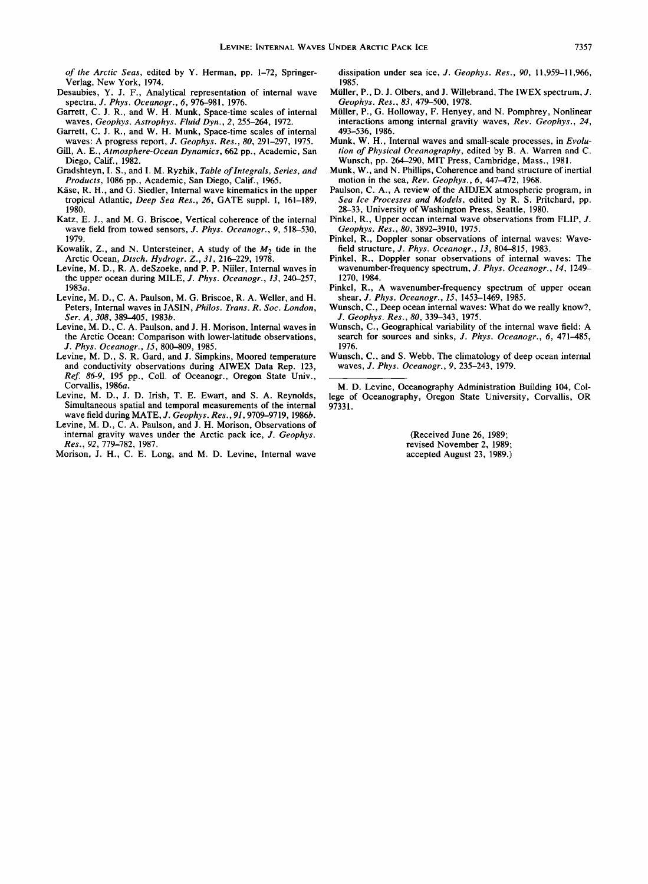*of the Arctic Seas*, edited by Y. Herman, pp. 1–72, Springer-Verlag, New York, 1974.

Desaubies, Y. J. F., Analytical representation of internal wave spectra, *J. Phys. Oceanogr.*, *6*, 976–981, 1976.

Garrett, C. J. R., and W. H. Munk, Space-time scales of internal waves, *Geophys. Astrophys. Fluid Dyn.*, *2*, 255–264, 1972.

Garrett, C. J. R., and W. H. Munk, Space-time scales of internal waves: A progress report, *J. Geophys. Res.*, *80*, 291–297, 1975.

Gill, A. E., *Atmosphere-Ocean Dynamics*, 662 pp., Academic, San Diego, Calif., 1982.

Gradshteyn, I. S., and I. M. Ryzhik, *Table of Integrals, Series, and Products*, 1086 pp., Academic, San Diego, Calif., 1965.

Käse, R. H., and G. Siedler, Internal wave kinematics in the upper tropical Atlantic, *Deep Sea Res.*, *26*, GATE suppl. I, 161–189, 1980.

Katz, E. J., and M. G. Briscoe, Vertical coherence of the internal wave field from towed sensors, *J. Phys. Oceanogr.*, *9*, 518–530, 1979.

Kowalik, Z., and N. Untersteiner, A study of the $M_2$ tide in the Arctic Ocean, *Dtsch. Hydrogr. Z.*, *31*, 216–229, 1978.

Levine, M. D., R. A. deSzoeke, and P. P. Niiler, Internal waves in the upper ocean during MILE, *J. Phys. Oceanogr.*, *13*, 240–257, 1983*a*.

Levine, M. D., C. A. Paulson, M. G. Briscoe, R. A. Weller, and H. Peters, Internal waves in JASIN, *Philos. Trans. R. Soc. London, Ser. A*, *308*, 389–405, 1983*b*.

Levine, M. D., C. A. Paulson, and J. H. Morison, Internal waves in the Arctic Ocean: Comparison with lower-latitude observations, *J. Phys. Oceanogr.*, *15*, 800–809, 1985.

Levine, M. D., S. R. Gard, and J. Simpkins, Moored temperature and conductivity observations during AIWEX Data Rep. 123, *Ref. 86-9*, 195 pp., Coll. of Oceanogr., Oregon State Univ., Corvallis, 1986*a*.

Levine, M. D., J. D. Irish, T. E. Ewart, and S. A. Reynolds, Simultaneous spatial and temporal measurements of the internal wave field during MATE, *J. Geophys. Res.*, *91*, 9709–9719, 1986*b*.

Levine, M. D., C. A. Paulson, and J. H. Morison, Observations of internal gravity waves under the Arctic pack ice, *J. Geophys. Res.*, *92*, 779–782, 1987.

Morison, J. H., C. E. Long, and M. D. Levine, Internal wave dissipation under sea ice, *J. Geophys. Res.*, *90*, 11,959–11,966, 1985.

Müller, P., D. J. Olbers, and J. Willebrand, The IWEX spectrum, *J. Geophys. Res.*, *83*, 479–500, 1978.

Müller, P., G. Holloway, F. Henyey, and N. Pomphrey, Nonlinear interactions among internal gravity waves, *Rev. Geophys.*, *24*, 493–536, 1986.

Munk, W. H., Internal waves and small-scale processes, in *Evolution of Physical Oceanography*, edited by B. A. Warren and C. Wunsch, pp. 264–290, MIT Press, Cambridge, Mass., 1981.

Munk, W., and N. Phillips, Coherence and band structure of inertial motion in the sea, *Rev. Geophys.*, *6*, 447–472, 1968.

Paulson, C. A., A review of the AIDJEX atmospheric program, in *Sea Ice Processes and Models*, edited by R. S. Pritchard, pp. 28–33, University of Washington Press, Seattle, 1980.

Pinkel, R., Upper ocean internal wave observations from FLIP, *J. Geophys. Res.*, *80*, 3892–3910, 1975.

Pinkel, R., Doppler sonar observations of internal waves: Wave-field structure, *J. Phys. Oceanogr.*, *13*, 804–815, 1983.

Pinkel, R., Doppler sonar observations of internal waves: The wavenumber-frequency spectrum, *J. Phys. Oceanogr.*, *14*, 1249–1270, 1984.

Pinkel, R., A wavenumber-frequency spectrum of upper ocean shear, *J. Phys. Oceanogr.*, *15*, 1453–1469, 1985.

Wunsch, C., Deep ocean internal waves: What do we really know?, *J. Geophys. Res.*, *80*, 339–343, 1975.

Wunsch, C., Geographical variability of the internal wave field: A search for sources and sinks, *J. Phys. Oceanogr.*, *6*, 471–485, 1976.

Wunsch, C., and S. Webb, The climatology of deep ocean internal waves, *J. Phys. Oceanogr.*, *9*, 235–243, 1979.

---

M. D. Levine, Oceanography Administration Building 104, College of Oceanography, Oregon State University, Corvallis, OR 97331.

(Received June 26, 1989;
revised November 2, 1989;
accepted August 23, 1989.)